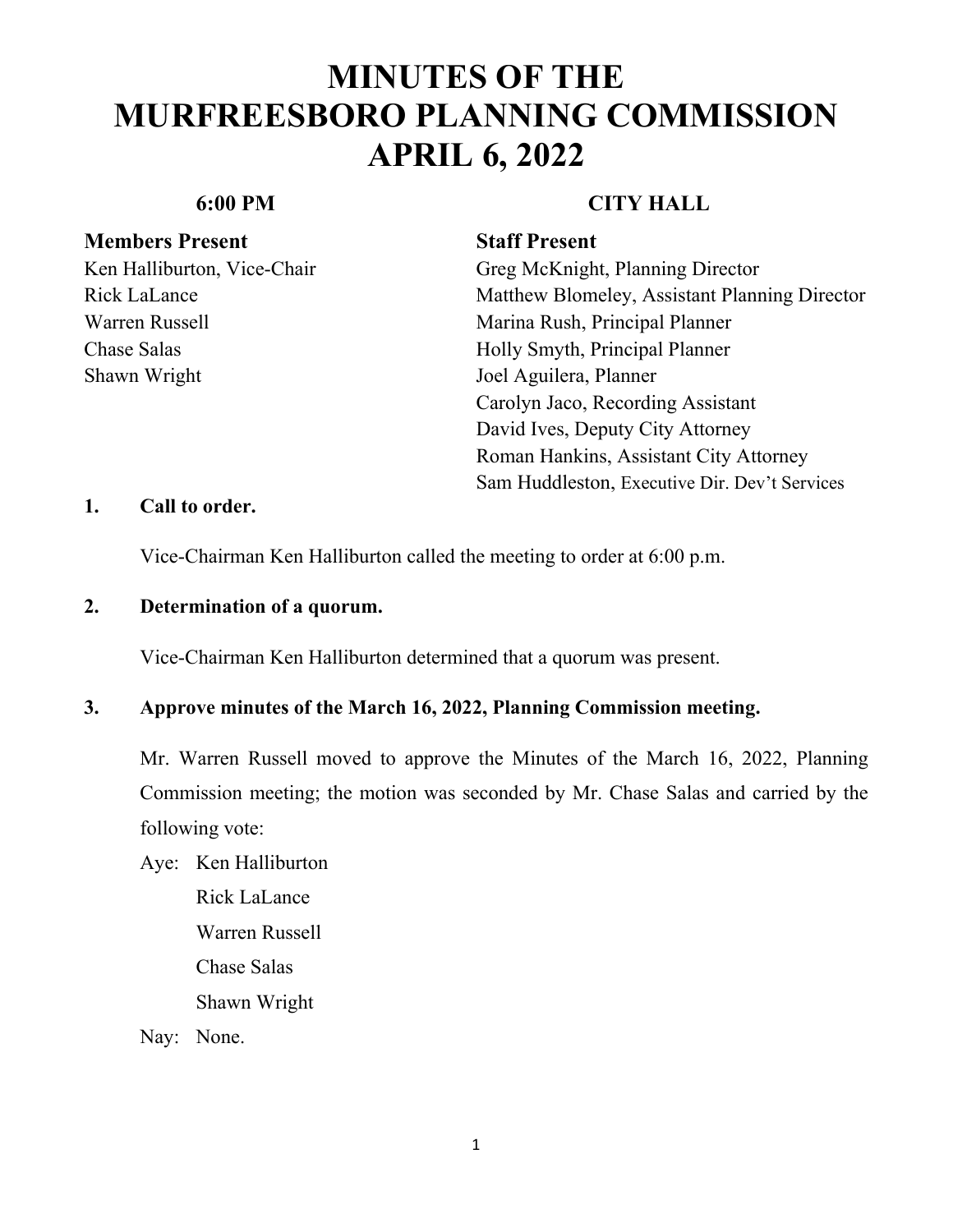# MINUTES OF THE MURFREESBORO PLANNING COMMISSION APRIL 6, 2022

**6:00 PM** **CITY HALL**

**Members Present**

Ken Halliburton, Vice-Chair
Rick LaLance
Warren Russell
Chase Salas
Shawn Wright

**Staff Present**

Greg McKnight, Planning Director
Matthew Blomeley, Assistant Planning Director
Marina Rush, Principal Planner
Holly Smyth, Principal Planner
Joel Aguilera, Planner
Carolyn Jaco, Recording Assistant
David Ives, Deputy City Attorney
Roman Hankins, Assistant City Attorney
Sam Huddleston, Executive Dir. Dev't Services

**1. Call to order.**

Vice-Chairman Ken Halliburton called the meeting to order at 6:00 p.m.

**2. Determination of a quorum.**

Vice-Chairman Ken Halliburton determined that a quorum was present.

**3. Approve minutes of the March 16, 2022, Planning Commission meeting.**

Mr. Warren Russell moved to approve the Minutes of the March 16, 2022, Planning Commission meeting; the motion was seconded by Mr. Chase Salas and carried by the following vote:

Aye: Ken Halliburton
Rick LaLance
Warren Russell
Chase Salas
Shawn Wright

Nay: None.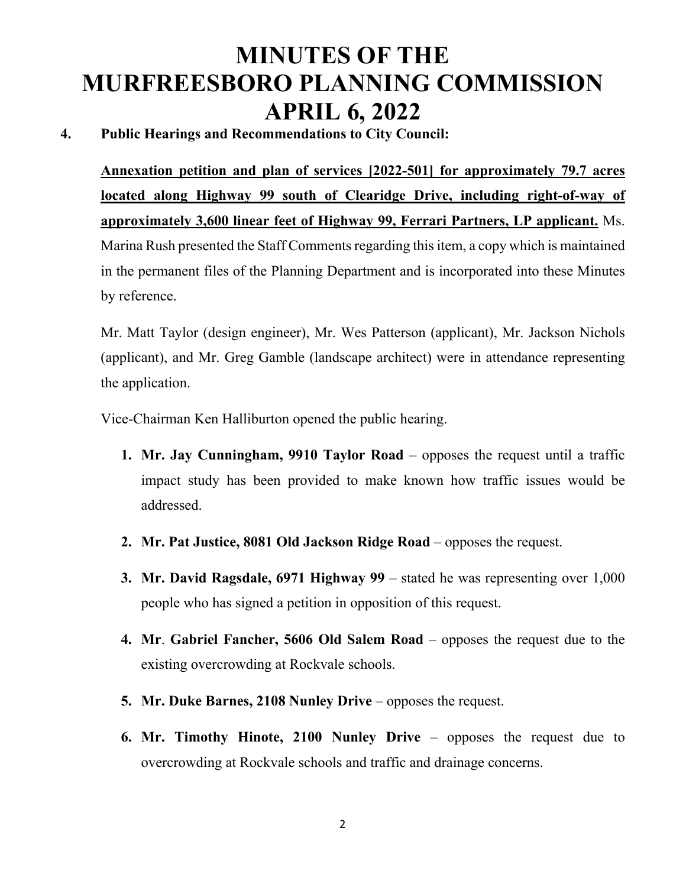# MINUTES OF THE MURFREESBORO PLANNING COMMISSION APRIL 6, 2022

**4. Public Hearings and Recommendations to City Council:**

**Annexation petition and plan of services [2022-501] for approximately 79.7 acres located along Highway 99 south of Clearidge Drive, including right-of-way of approximately 3,600 linear feet of Highway 99, Ferrari Partners, LP applicant.** Ms. Marina Rush presented the Staff Comments regarding this item, a copy which is maintained in the permanent files of the Planning Department and is incorporated into these Minutes by reference.

Mr. Matt Taylor (design engineer), Mr. Wes Patterson (applicant), Mr. Jackson Nichols (applicant), and Mr. Greg Gamble (landscape architect) were in attendance representing the application.

Vice-Chairman Ken Halliburton opened the public hearing.

1. **Mr. Jay Cunningham, 9910 Taylor Road** – opposes the request until a traffic impact study has been provided to make known how traffic issues would be addressed.
2. **Mr. Pat Justice, 8081 Old Jackson Ridge Road** – opposes the request.
3. **Mr. David Ragsdale, 6971 Highway 99** – stated he was representing over 1,000 people who has signed a petition in opposition of this request.
4. **Mr**. **Gabriel Fancher, 5606 Old Salem Road** – opposes the request due to the existing overcrowding at Rockvale schools.
5. **Mr. Duke Barnes, 2108 Nunley Drive** – opposes the request.
6. **Mr. Timothy Hinote, 2100 Nunley Drive** – opposes the request due to overcrowding at Rockvale schools and traffic and drainage concerns.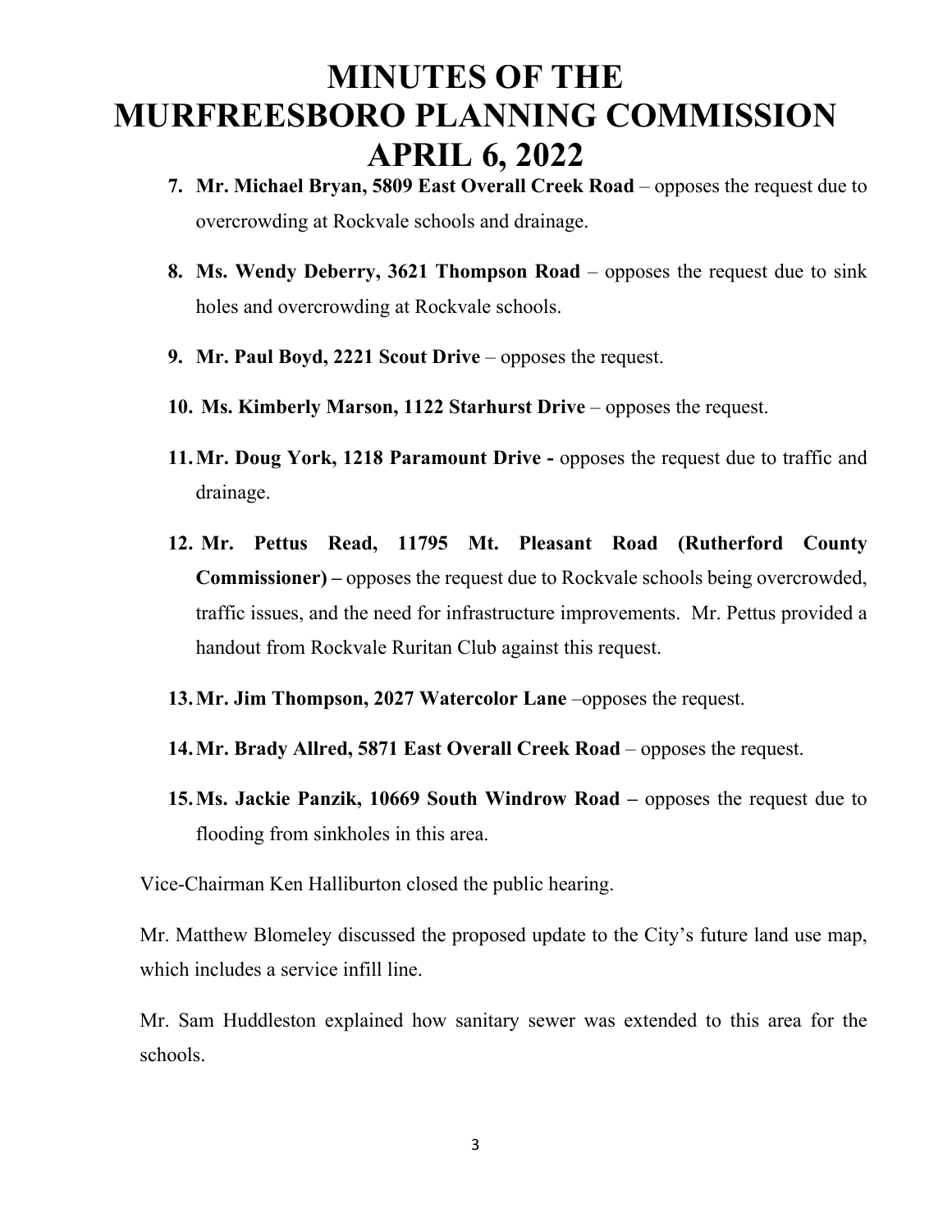7. **Mr. Michael Bryan, 5809 East Overall Creek Road** – opposes the request due to overcrowding at Rockvale schools and drainage.

8. **Ms. Wendy Deberry, 3621 Thompson Road** – opposes the request due to sink holes and overcrowding at Rockvale schools.

9. **Mr. Paul Boyd, 2221 Scout Drive** – opposes the request.

10. **Ms. Kimberly Marson, 1122 Starhurst Drive** – opposes the request.

11. **Mr. Doug York, 1218 Paramount Drive -** opposes the request due to traffic and drainage.

12. **Mr. Pettus Read, 11795 Mt. Pleasant Road (Rutherford County Commissioner) –** opposes the request due to Rockvale schools being overcrowded, traffic issues, and the need for infrastructure improvements. Mr. Pettus provided a handout from Rockvale Ruritan Club against this request.

13. **Mr. Jim Thompson, 2027 Watercolor Lane** –opposes the request.

14. **Mr. Brady Allred, 5871 East Overall Creek Road** – opposes the request.

15. **Ms. Jackie Panzik, 10669 South Windrow Road –** opposes the request due to flooding from sinkholes in this area.

Vice-Chairman Ken Halliburton closed the public hearing.

Mr. Matthew Blomeley discussed the proposed update to the City's future land use map, which includes a service infill line.

Mr. Sam Huddleston explained how sanitary sewer was extended to this area for the schools.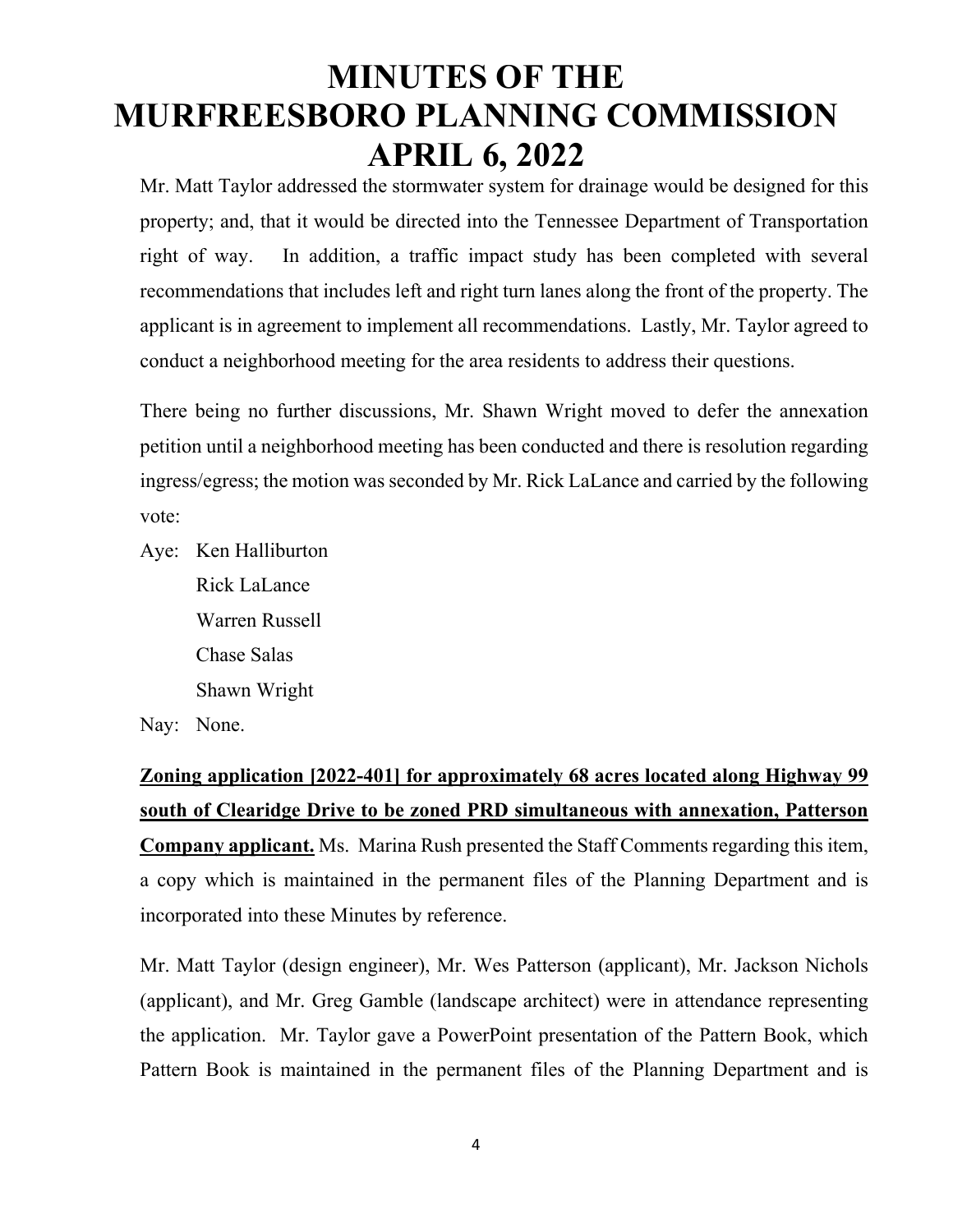Mr. Matt Taylor addressed the stormwater system for drainage would be designed for this property; and, that it would be directed into the Tennessee Department of Transportation right of way. In addition, a traffic impact study has been completed with several recommendations that includes left and right turn lanes along the front of the property. The applicant is in agreement to implement all recommendations. Lastly, Mr. Taylor agreed to conduct a neighborhood meeting for the area residents to address their questions.

There being no further discussions, Mr. Shawn Wright moved to defer the annexation petition until a neighborhood meeting has been conducted and there is resolution regarding ingress/egress; the motion was seconded by Mr. Rick LaLance and carried by the following vote:

Aye: Ken Halliburton
Rick LaLance
Warren Russell
Chase Salas
Shawn Wright

Nay: None.

**Zoning application [2022-401] for approximately 68 acres located along Highway 99 south of CleIaridge Drive to be zoned PRD simultaneous with annexation, Patterson Company applicant.** Ms. Marina Rush presented the Staff Comments regarding this item, a copy which is maintained in the permanent files of the Planning Department and is incorporated into these Minutes by reference.

Mr. Matt Taylor (design engineer), Mr. Wes Patterson (applicant), Mr. Jackson Nichols (applicant), and Mr. Greg Gamble (landscape architect) were in attendance representing the application. Mr. Taylor gave a PowerPoint presentation of the Pattern Book, which Pattern Book is maintained in the permanent files of the Planning Department and is

Mr. Matt Taylor addressed the stormwater system for drainage would be designed for this property; and, that it would be directed into the Tennessee Department of Transportation right of way. In addition, a traffic impact study has been completed with several recommendations that includes left and right turn lanes along the front of the property. The applicant is in agreement to implement all recommendations. Lastly, Mr. Taylor agreed to conduct a neighborhood meeting for the area residents to address their questions.

There being no further discussions, Mr. Shawn Wright moved to defer the annexation petition until a neighborhood meeting has been conducted and there is resolution regarding ingress/egress; the motion was seconded by Mr. Rick LaLance and carried by the following vote:

Aye: Ken Halliburton
Rick LaLance
Warren Russell
Chase Salas
Shawn Wright

Nay: None.

**Zoning application [2022-401] for approximately 68 acres located along Highway 99 south of Cleridge Drive to be zoned PRD simultaneous with annexation, Patterson Company applicant.** Ms. Marina Rush presented the Staff Comments regarding this item, a copy which is maintained in the permanent files of the Planning Department and is incorporated into these Minutes by reference.

Mr. Matt Taylor (design engineer), Mr. Wes Patterson (applicant), Mr. Jackson Nichols (applicant), and Mr. Greg Gamble (landscape architect) were in attendance representing the application. Mr. Taylor gave a PowerPoint presentation of the Pattern Book, which Pattern Book is maintained in the permanent files of the Planning Department and is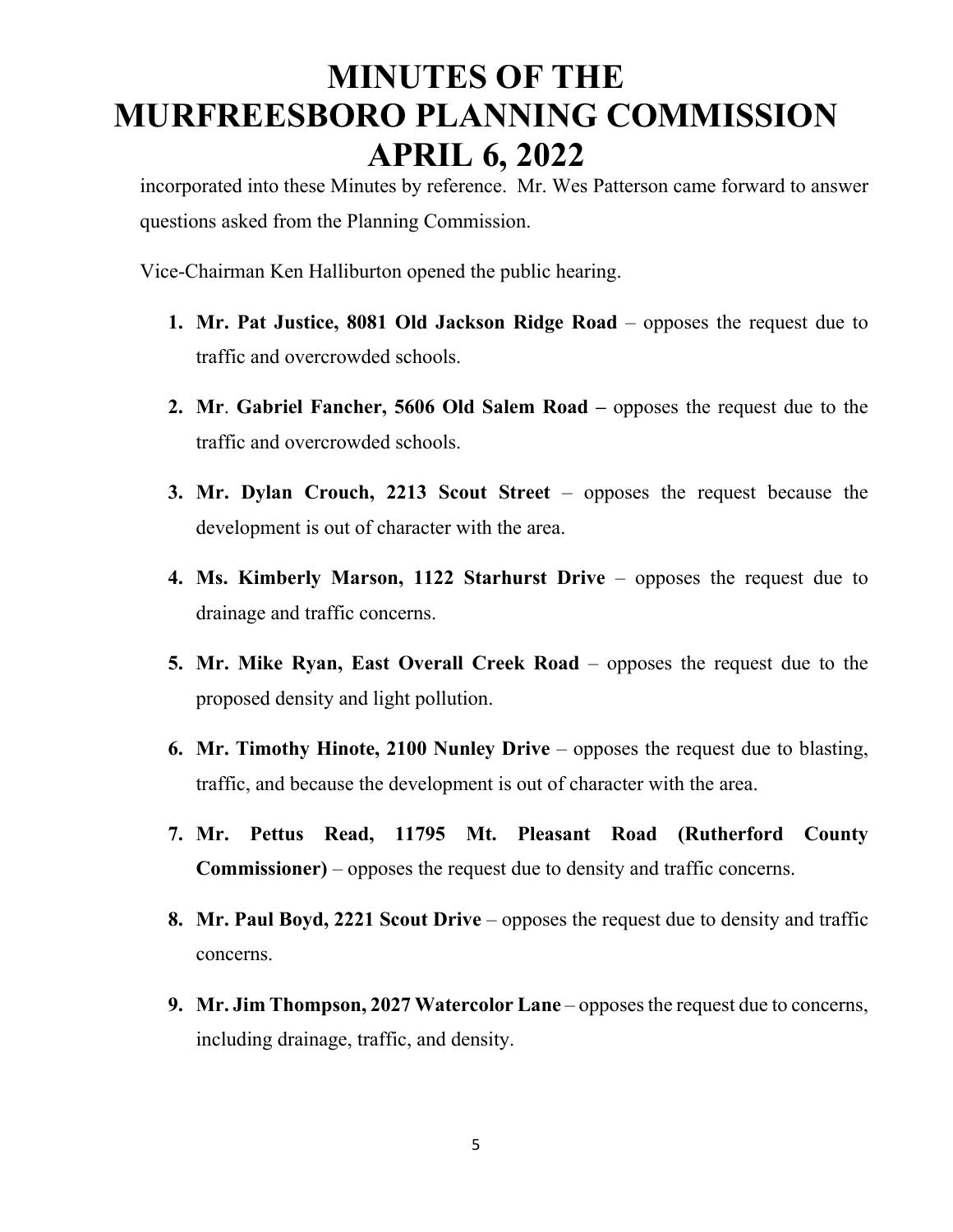incorporated into these Minutes by reference. Mr. Wes Patterson came forward to answer questions asked from the Planning Commission.

Vice-Chairman Ken Halliburton opened the public hearing.

1. **Mr. Pat Justice, 8081 Old Jackson Ridge Road** – opposes the request due to traffic and overcrowded schools.
2. **Mr**. **Gabriel Fancher, 5606 Old Salem Road –** opposes the request due to the traffic and overcrowded schools.
3. **Mr. Dylan Crouch, 2213 Scout Street** – opposes the request because the development is out of character with the area.
4. **Ms. Kimberly Marson, 1122 Starhurst Drive** – opposes the request due to drainage and traffic concerns.
5. **Mr. Mike Ryan, East Overall Creek Road** – opposes the request due to the proposed density and light pollution.
6. **Mr. Timothy Hinote, 2100 Nunley Drive** – opposes the request due to blasting, traffic, and because the development is out of character with the area.
7. **Mr. Pettus Read, 11795 Mt. Pleasant Road (Rutherford County Commissioner)** – opposes the request due to density and traffic concerns.
8. **Mr. Paul Boyd, 2221 Scout Drive** – opposes the request due to density and traffic concerns.
9. **Mr. Jim Thompson, 2027 Watercolor Lane** – opposes the request due to concerns, including drainage, traffic, and density.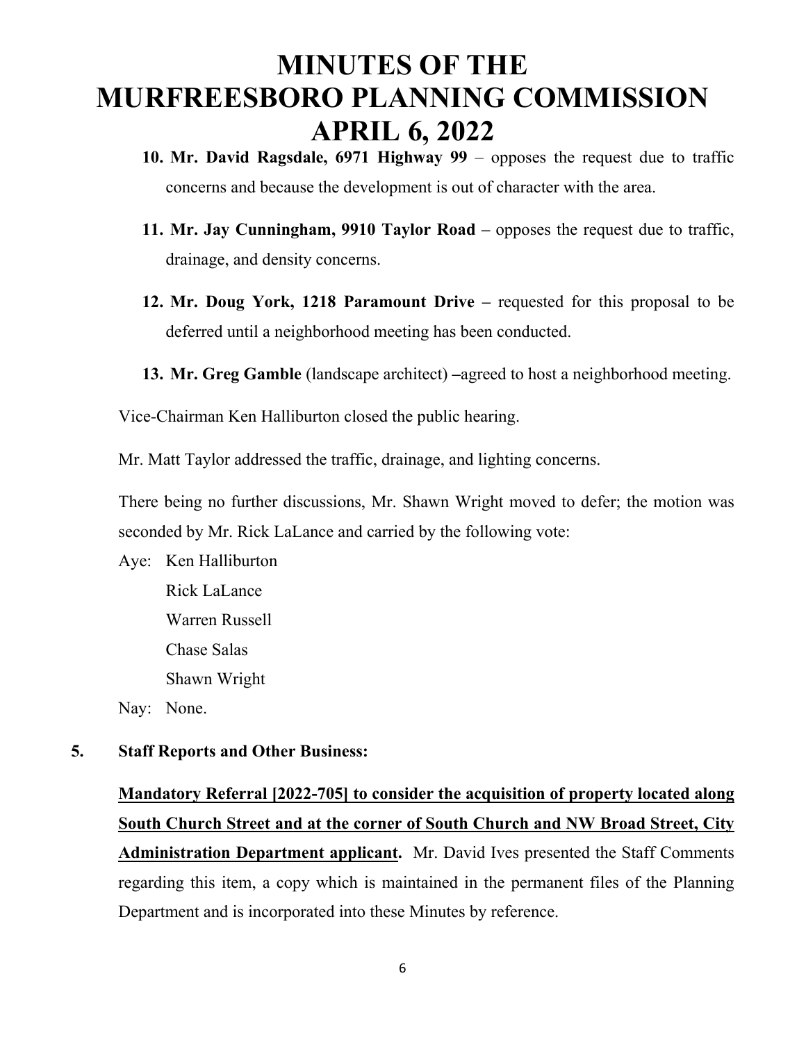10. **Mr. David Ragsdale, 6971 Highway 99** – opposes the request due to traffic concerns and because the development is out of character with the area.

11. **Mr. Jay Cunningham, 9910 Taylor Road –** opposes the request due to traffic, drainage, and density concerns.

12. **Mr. Doug York, 1218 Paramount Drive –** requested for this proposal to be deferred until a neighborhood meeting has been conducted.

13. **Mr. Greg Gamble** (landscape architect) **–**agreed to host a neighborhood meeting.

Vice-Chairman Ken Halliburton closed the public hearing.

Mr. Matt Taylor addressed the traffic, drainage, and lighting concerns.

There being no further discussions, Mr. Shawn Wright moved to defer; the motion was seconded by Mr. Rick LaLance and carried by the following vote:

Aye: Ken Halliburton
Rick LaLance
Warren Russell
Chase Salas
Shawn Wright

Nay: None.

**5. Staff Reports and Other Business:**

<u>**Mandatory Referral [2022-705] to consider the acquisition of property located along South Church Street and at the corner of South Church and NW Broad Street, City Administration Department applicant**</u>**.** Mr. David Ives presented the Staff Comments regarding this item, a copy which is maintained in the permanent files of the Planning Department and is incorporated into these Minutes by reference.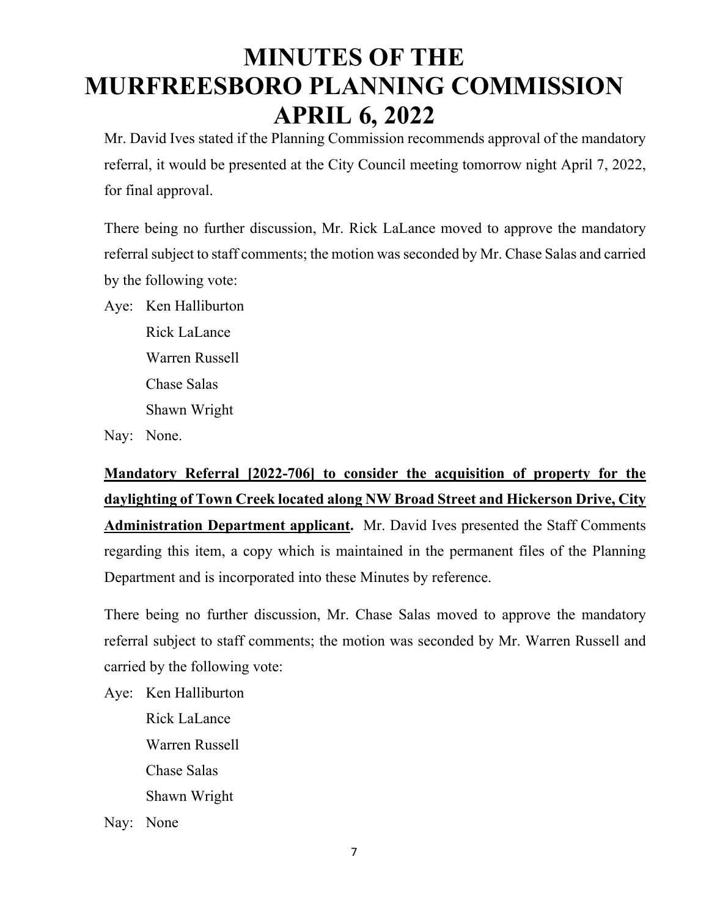Mr. David Ives stated if the Planning Commission recommends approval of the mandatory referral, it would be presented at the City Council meeting tomorrow night April 7, 2022, for final approval.

There being no further discussion, Mr. Rick LaLance moved to approve the mandatory referral subject to staff comments; the motion was seconded by Mr. Chase Salas and carried by the following vote:

Aye: Ken Halliburton
Rick LaLance
Warren Russell
Chase Salas
Shawn Wright

Nay: None.

**Mandatory Referral [2022-706] to consider the acquisition of property for the daylighting of Town Creek located along NW Broad Street and Hickerson Drive, City Administration Department applicant.** Mr. David Ives presented the Staff Comments regarding this item, a copy which is maintained in the permanent files of the Planning Department and is incorporated into these Minutes by reference.

There being no further discussion, Mr. Chase Salas moved to approve the mandatory referral subject to staff comments; the motion was seconded by Mr. Warren Russell and carried by the following vote:

Aye: Ken Halliburton
Rick LaLance
Warren Russell
Chase Salas
Shawn Wright

Nay: None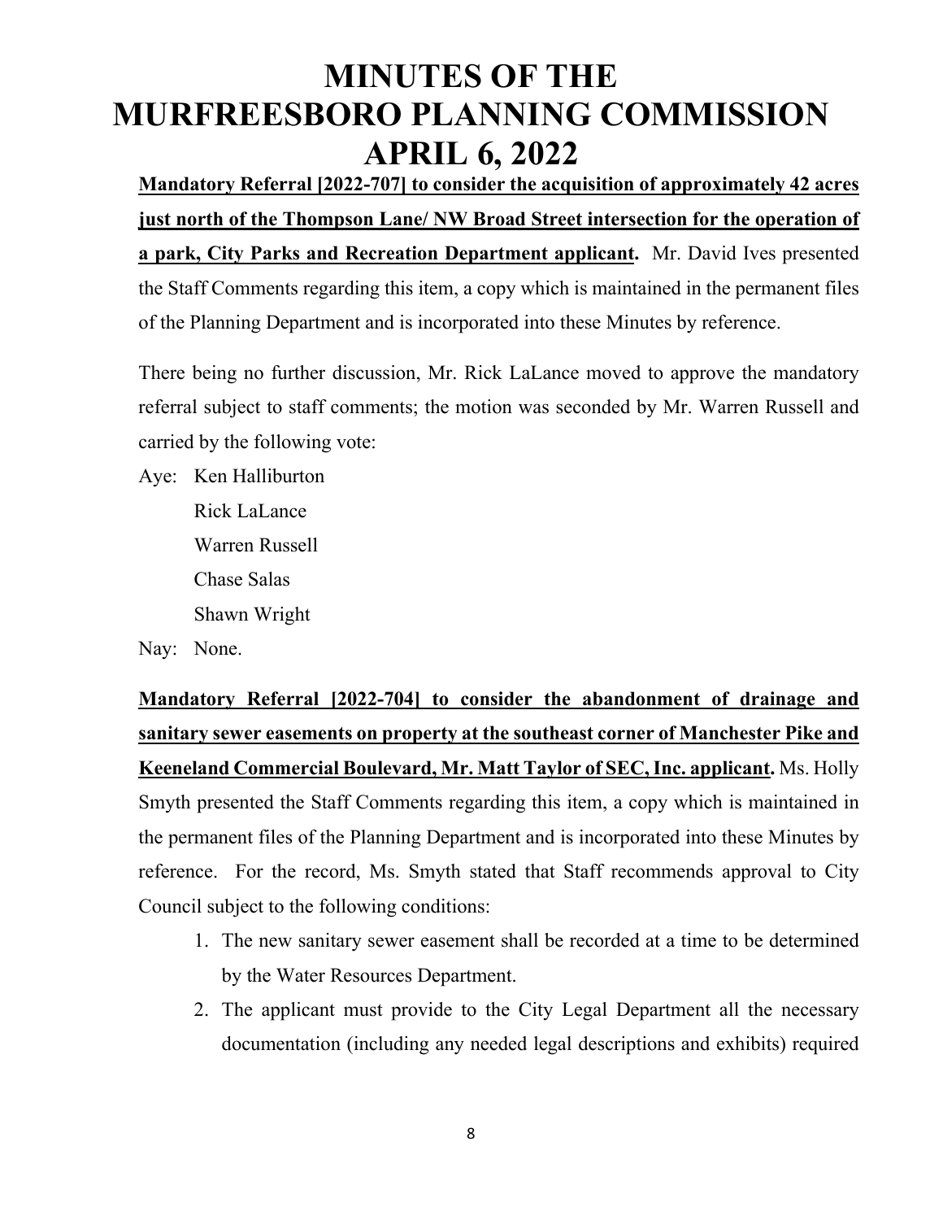# MINUTES OF THE MURFREESBORO PLANNING COMMISSION APRIL 6, 2022

**Mandatory Referral [2022-707] to consider the acquisition of approximately 42 acres just north of the Thompson Lane/ NW Broad Street intersection for the operation of a park, City Parks and Recreation Department applicant.** Mr. David Ives presented the Staff Comments regarding this item, a copy which is maintained in the permanent files of the Planning Department and is incorporated into these Minutes by reference.

There being no further discussion, Mr. Rick LaLance moved to approve the mandatory referral subject to staff comments; the motion was seconded by Mr. Warren Russell and carried by the following vote:

Aye: Ken Halliburton
Rick LaLance
Warren Russell
Chase Salas
Shawn Wright

Nay: None.

**Mandatory Referral [2022-704] to consider the abandonment of drainage and sanitary sewer easements on property at the southeast corner of Manchester Pike and Keeneland Commercial Boulevard, Mr. Matt Taylor of SEC, Inc. applicant.** Ms. Holly Smyth presented the Staff Comments regarding this item, a copy which is maintained in the permanent files of the Planning Department and is incorporated into these Minutes by reference. For the record, Ms. Smyth stated that Staff recommends approval to City Council subject to the following conditions:

1. The new sanitary sewer easement shall be recorded at a time to be determined by the Water Resources Department.
2. The applicant must provide to the City Legal Department all the necessary documentation (including any needed legal descriptions and exhibits) required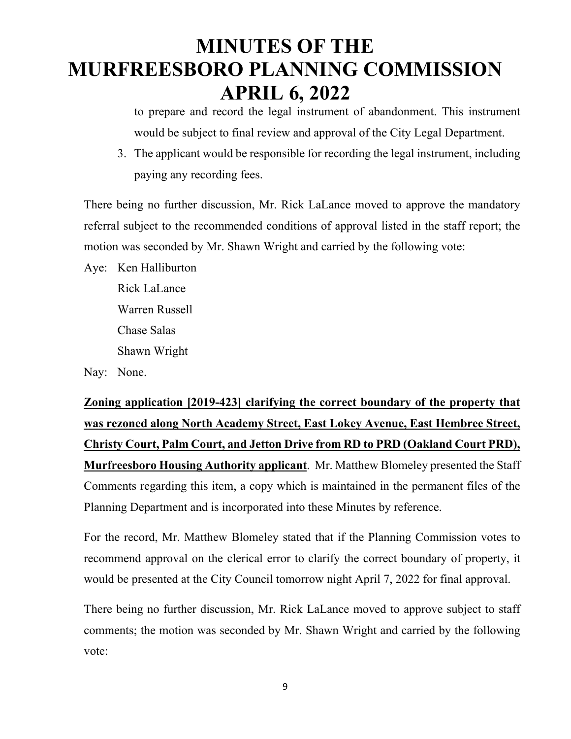to prepare and record the legal instrument of abandonment. This instrument would be subject to final review and approval of the City Legal Department.

3. The applicant would be responsible for recording the legal instrument, including paying any recording fees.

There being no further discussion, Mr. Rick LaLance moved to approve the mandatory referral subject to the recommended conditions of approval listed in the staff report; the motion was seconded by Mr. Shawn Wright and carried by the following vote:

Aye: Ken Halliburton
Rick LaLance
Warren Russell
Chase Salas
Shawn Wright

Nay: None.

**Zoning application [2019-423] clarifying the correct boundary of the property that was rezoned along North Academy Street, East Lokey Avenue, East Hembree Street, Christy Court, Palm Court, and Jetton Drive from RD to PRD (Oakland Court PRD), Murfreesboro Housing Authority applicant**. Mr. Matthew Blomeley presented the Staff Comments regarding this item, a copy which is maintained in the permanent files of the Planning Department and is incorporated into these Minutes by reference.

For the record, Mr. Matthew Blomeley stated that if the Planning Commission votes to recommend approval on the clerical error to clarify the correct boundary of property, it would be presented at the City Council tomorrow night April 7, 2022 for final approval.

There being no further discussion, Mr. Rick LaLance moved to approve subject to staff comments; the motion was seconded by Mr. Shawn Wright and carried by the following vote: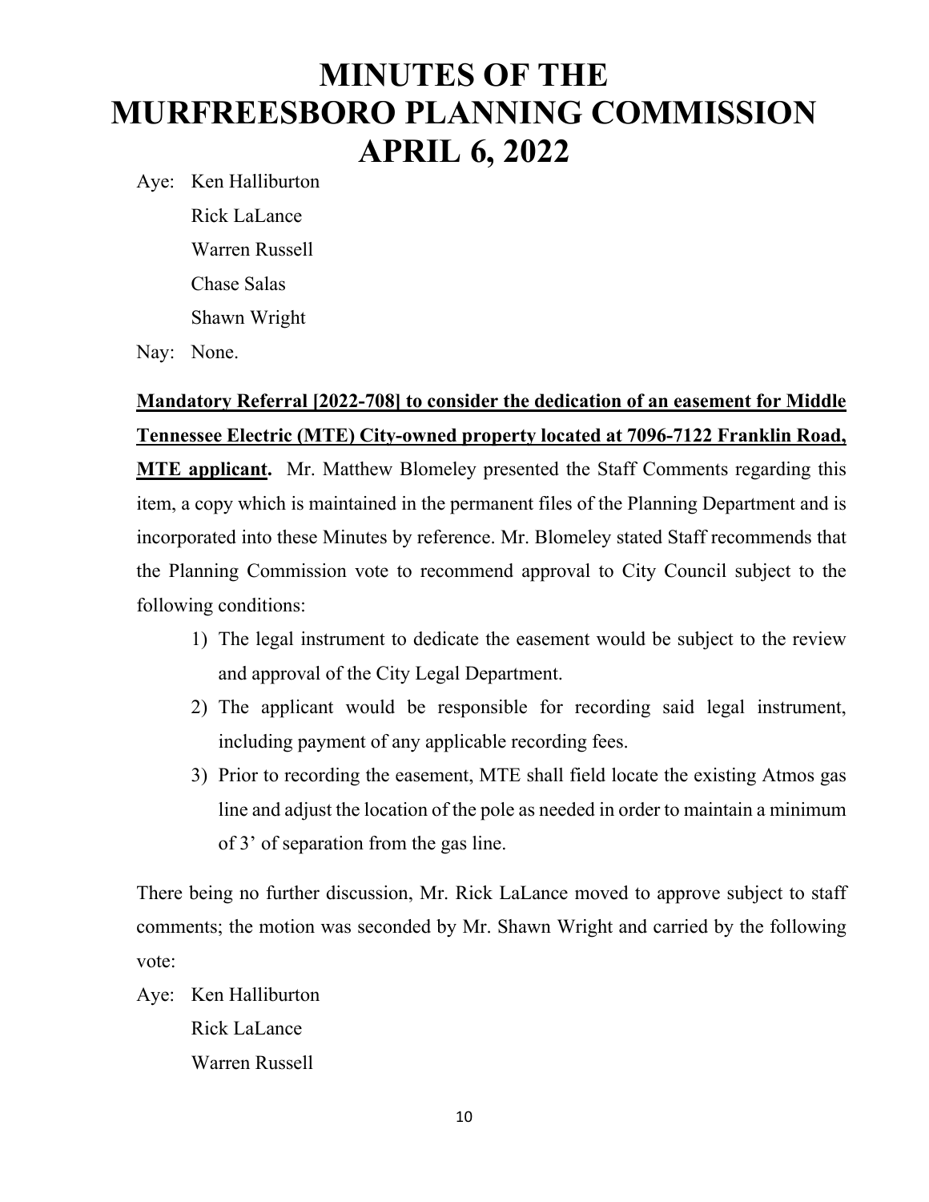# MINUTES OF THE MURFREESBORO PLANNING COMMISSION APRIL 6, 2022

Aye: Ken Halliburton
  Rick LaLance
  Warren Russell
  Chase Salas
  Shawn Wright

Nay: None.

**Mandatory Referral [2022-708] to consider the dedication of an easement for Middle Tennessee Electric (MTE) City-owned property located at 7096-7122 Franklin Road, MTE applicant.** Mr. Matthew Blomeley presented the Staff Comments regarding this item, a copy which is maintained in the permanent files of the Planning Department and is incorporated into these Minutes by reference. Mr. Blomeley stated Staff recommends that the Planning Commission vote to recommend approval to City Council subject to the following conditions:

1) The legal instrument to dedicate the easement would be subject to the review and approval of the City Legal Department.
2) The applicant would be responsible for recording said legal instrument, including payment of any applicable recording fees.
3) Prior to recording the easement, MTE shall field locate the existing Atmos gas line and adjust the location of the pole as needed in order to maintain a minimum of 3' of separation from the gas line.

There being no further discussion, Mr. Rick LaLance moved to approve subject to staff comments; the motion was seconded by Mr. Shawn Wright and carried by the following vote:

Aye: Ken Halliburton
  Rick LaLance
  Warren Russell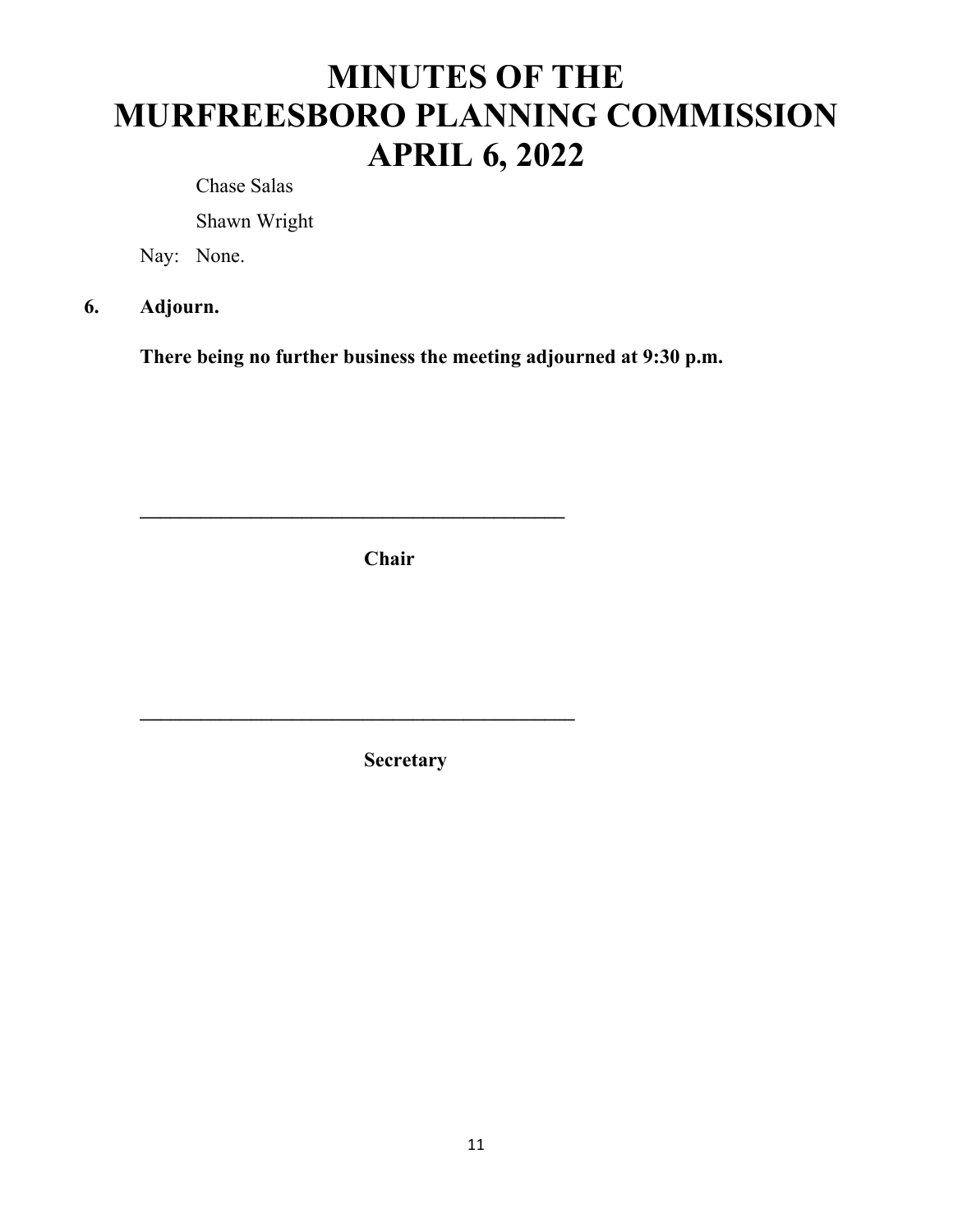# MINUTES OF THE MURFREESBORO PLANNING COMMISSION APRIL 6, 2022

Chase Salas

Shawn Wright

Nay: None.

**6. Adjourn.**

**There being no further business the meeting adjourned at 9:30 p.m.**

\_\_\_\_\_\_\_\_\_\_\_\_\_\_\_\_\_\_\_\_\_\_\_\_\_\_\_\_\_\_\_\_\_\_\_\_\_\_\_\_\_\_\_\_

**Chair**

\_\_\_\_\_\_\_\_\_\_\_\_\_\_\_\_\_\_\_\_\_\_\_\_\_\_\_\_\_\_\_\_\_\_\_\_\_\_\_\_\_\_\_\_

**Secretary**